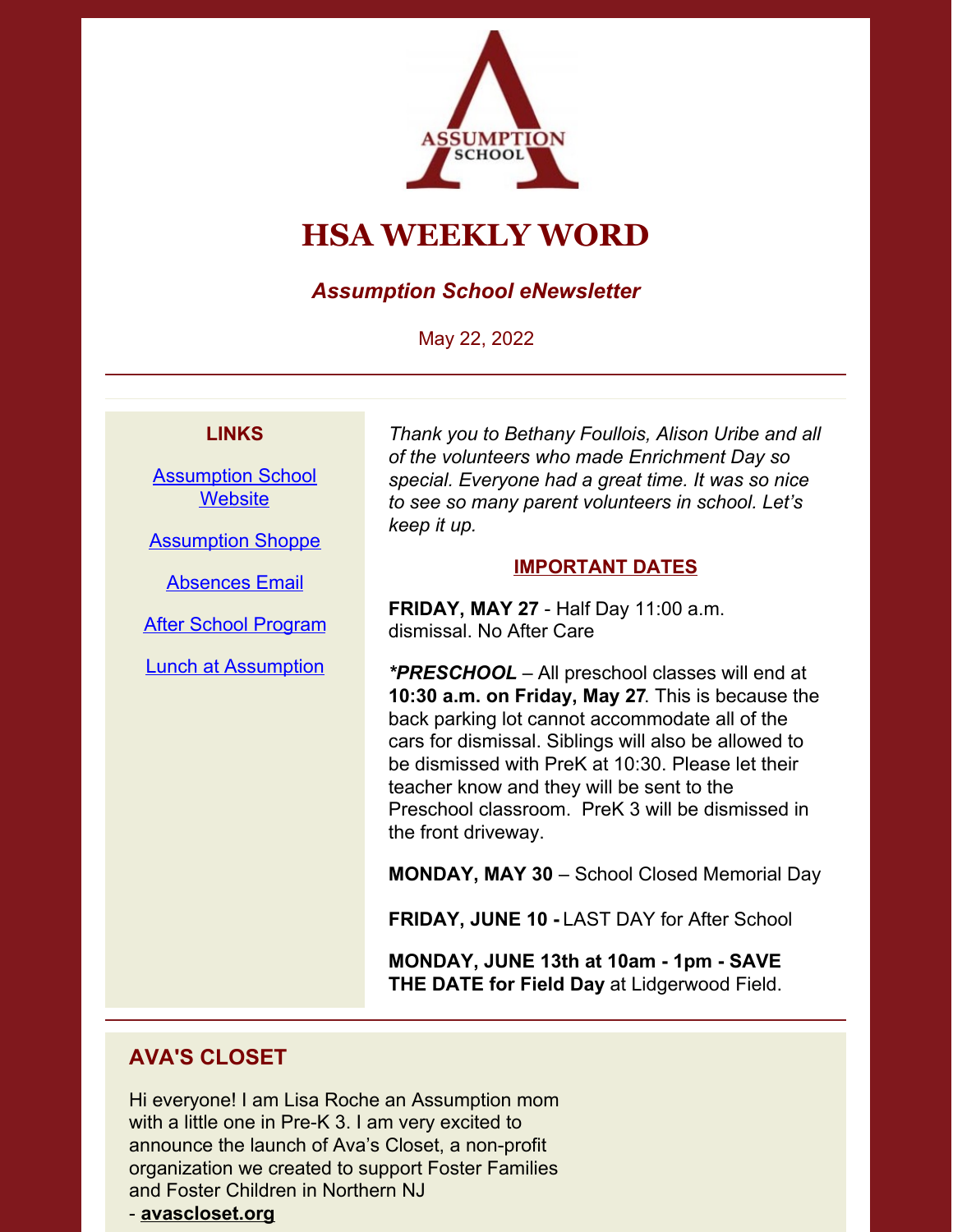# HSA WEEKLY WORD

### *Assumption School eNewsletter*

May 22, 2022

---

**LINKS**

[Assumption School Website]

[Assumption Shoppe]

[Absences Email]

[After School Program]

[Lunch at Assumption]

*Thank you to Bethany Foullois, Alison Uribe and all of the volunteers who made Enrichment Day so special. Everyone had a great time. It was so nice to see so many parent volunteers in school. Let's keep it up.*

**IMPORTANT DATES**

**FRIDAY, MAY 27** - Half Day 11:00 a.m. dismissal. No After Care

***PRESCHOOL*** – All preschool classes will end at **10:30 a.m. on Friday, May 27**. This is because the back parking lot cannot accommodate all of the cars for dismissal. Siblings will also be allowed to be dismissed with PreK at 10:30. Please let their teacher know and they will be sent to the Preschool classroom. PreK 3 will be dismissed in the front driveway.

**MONDAY, MAY 30** – School Closed Memorial Day

**FRIDAY, JUNE 10 -** LAST DAY for After School

**MONDAY, JUNE 13th at 10am - 1pm - SAVE THE DATE for Field Day** at Lidgerwood Field.

---

## AVA'S CLOSET

Hi everyone! I am Lisa Roche an Assumption mom with a little one in Pre-K 3. I am very excited to announce the launch of Ava's Closet, a non-profit organization we created to support Foster Families and Foster Children in Northern NJ - **avascloset.org**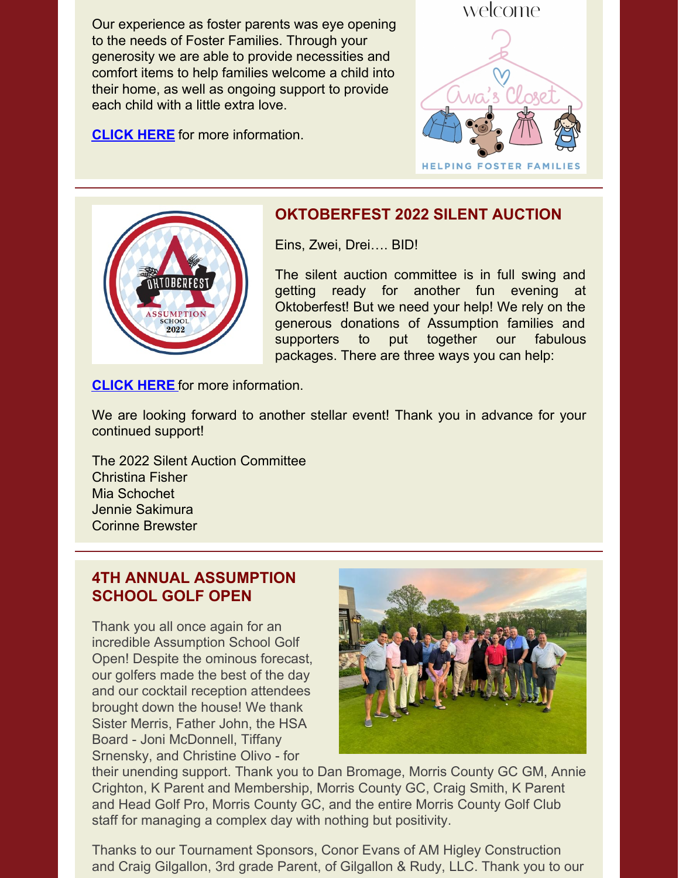Our experience as foster parents was eye opening to the needs of Foster Families. Through your generosity we are able to provide necessities and comfort items to help families welcome a child into their home, as well as ongoing support to provide each child with a little extra love.

**CLICK HERE** for more information.

## OKTOBERFEST 2022 SILENT AUCTION

Eins, Zwei, Drei…. BID!

The silent auction committee is in full swing and getting ready for another fun evening at Oktoberfest! But we need your help! We rely on the generous donations of Assumption families and supporters to put together our fabulous packages. There are three ways you can help:

**CLICK HERE** for more information.

We are looking forward to another stellar event! Thank you in advance for your continued support!

The 2022 Silent Auction Committee
Christina Fisher
Mia Schochet
Jennie Sakimura
Corinne Brewster

## 4TH ANNUAL ASSUMPTION SCHOOL GOLF OPEN

Thank you all once again for an incredible Assumption School Golf Open! Despite the ominous forecast, our golfers made the best of the day and our cocktail reception attendees brought down the house! We thank Sister Merris, Father John, the HSA Board - Joni McDonnell, Tiffany Srnensky, and Christine Olivo - for their unending support. Thank you to Dan Bromage, Morris County GC GM, Annie Crighton, K Parent and Membership, Morris County GC, Craig Smith, K Parent and Head Golf Pro, Morris County GC, and the entire Morris County Golf Club staff for managing a complex day with nothing but positivity.

Thanks to our Tournament Sponsors, Conor Evans of AM Higley Construction and Craig Gilgallon, 3rd grade Parent, of Gilgallon & Rudy, LLC. Thank you to our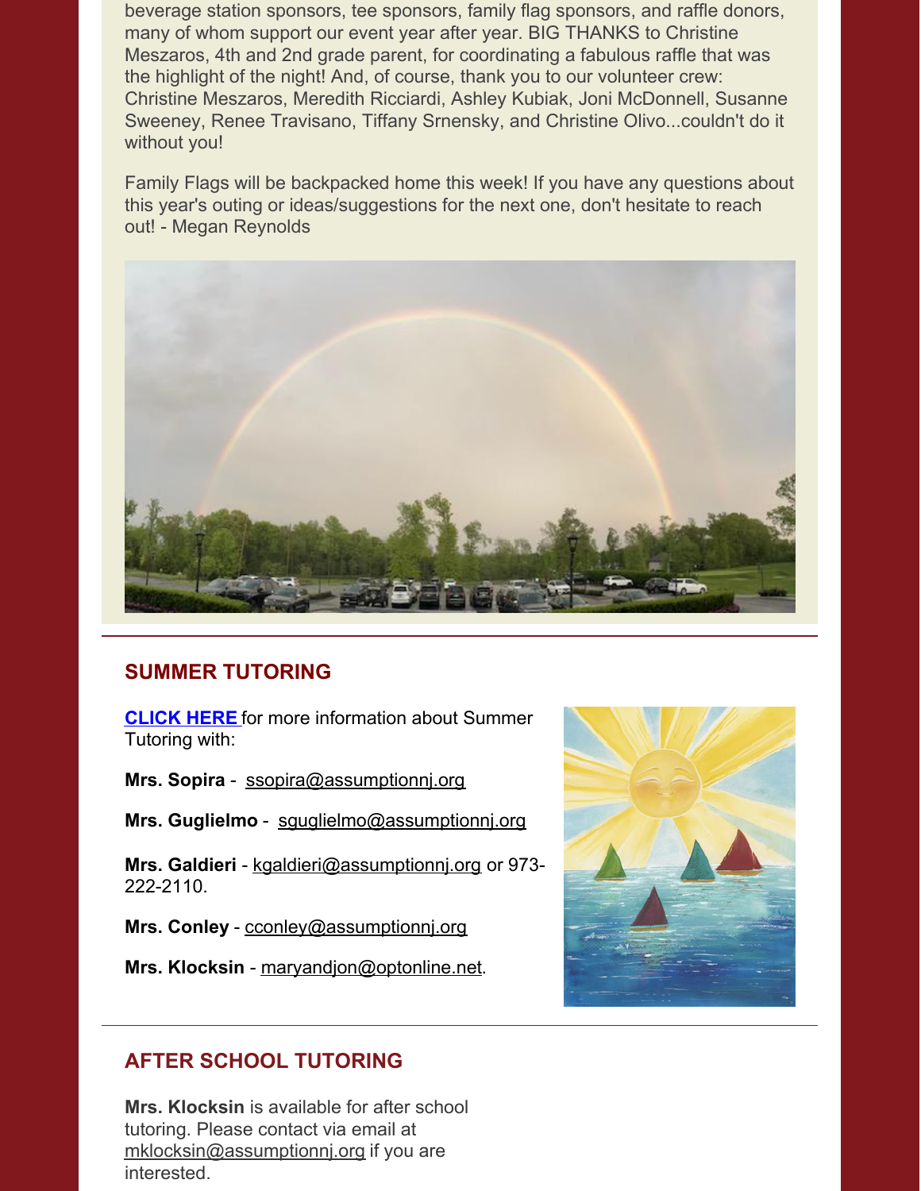beverage station sponsors, tee sponsors, family flag sponsors, and raffle donors, many of whom support our event year after year. BIG THANKS to Christine Meszaros, 4th and 2nd grade parent, for coordinating a fabulous raffle that was the highlight of the night! And, of course, thank you to our volunteer crew: Christine Meszaros, Meredith Ricciardi, Ashley Kubiak, Joni McDonnell, Susanne Sweeney, Renee Travisano, Tiffany Srnensky, and Christine Olivo...couldn't do it without you!

Family Flags will be backpacked home this week! If you have any questions about this year's outing or ideas/suggestions for the next one, don't hesitate to reach out! - Megan Reynolds

## SUMMER TUTORING

**CLICK HERE** for more information about Summer Tutoring with:

**Mrs. Sopira** - ssopira@assumptionnj.org

**Mrs. Guglielmo** - sguglielmo@assumptionnj.org

**Mrs. Galdieri** - kgaldieri@assumptionnj.org or 973-222-2110.

**Mrs. Conley** - cconley@assumptionnj.org

**Mrs. Klocksin** - maryandjon@optonline.net.

## AFTER SCHOOL TUTORING

**Mrs. Klocksin** is available for after school tutoring. Please contact via email at mklocksin@assumptionnj.org if you are interested.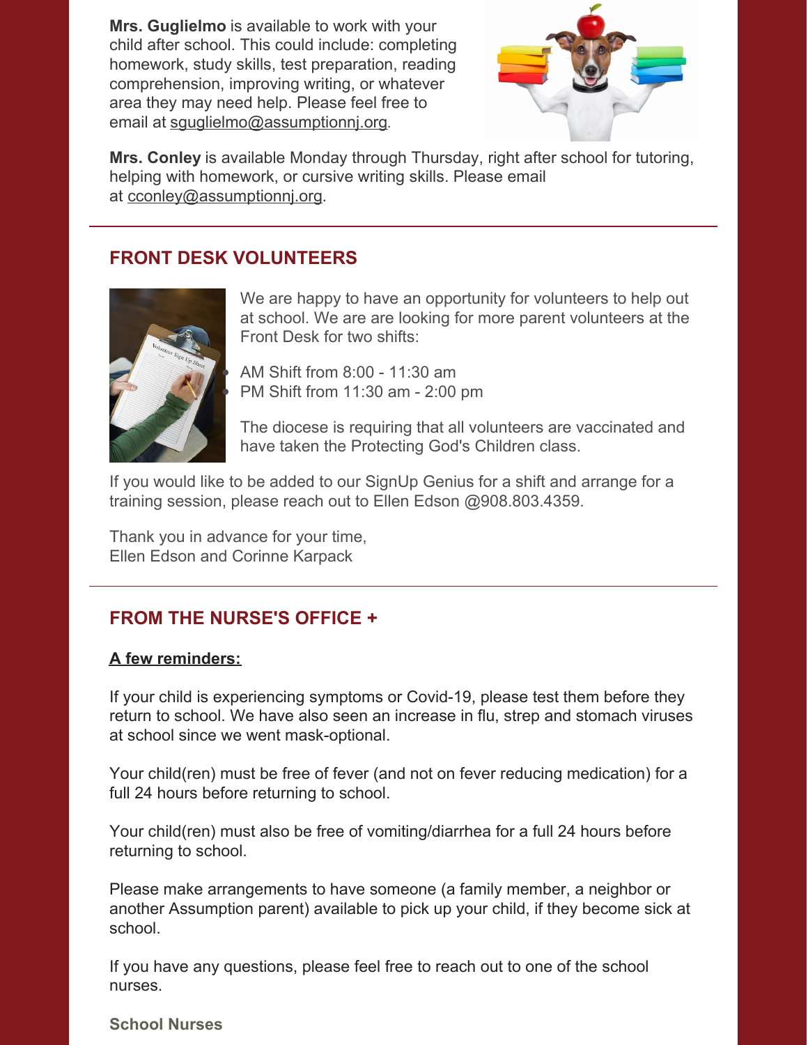**Mrs. Guglielmo** is available to work with your child after school. This could include: completing homework, study skills, test preparation, reading comprehension, improving writing, or whatever area they may need help. Please feel free to email at sguglielmo@assumptionnj.org.

**Mrs. Conley** is available Monday through Thursday, right after school for tutoring, helping with homework, or cursive writing skills. Please email at cconley@assumptionnj.org.

---

## FRONT DESK VOLUNTEERS

We are happy to have an opportunity for volunteers to help out at school. We are are looking for more parent volunteers at the Front Desk for two shifts:

- AM Shift from 8:00 - 11:30 am
- PM Shift from 11:30 am - 2:00 pm

The diocese is requiring that all volunteers are vaccinated and have taken the Protecting God's Children class.

If you would like to be added to our SignUp Genius for a shift and arrange for a training session, please reach out to Ellen Edson @908.803.4359.

Thank you in advance for your time,
Ellen Edson and Corinne Karpack

---

## FROM THE NURSE'S OFFICE +

**A few reminders:**

If your child is experiencing symptoms or Covid-19, please test them before they return to school. We have also seen an increase in flu, strep and stomach viruses at school since we went mask-optional.

Your child(ren) must be free of fever (and not on fever reducing medication) for a full 24 hours before returning to school.

Your child(ren) must also be free of vomiting/diarrhea for a full 24 hours before returning to school.

Please make arrangements to have someone (a family member, a neighbor or another Assumption parent) available to pick up your child, if they become sick at school.

If you have any questions, please feel free to reach out to one of the school nurses.

**School Nurses**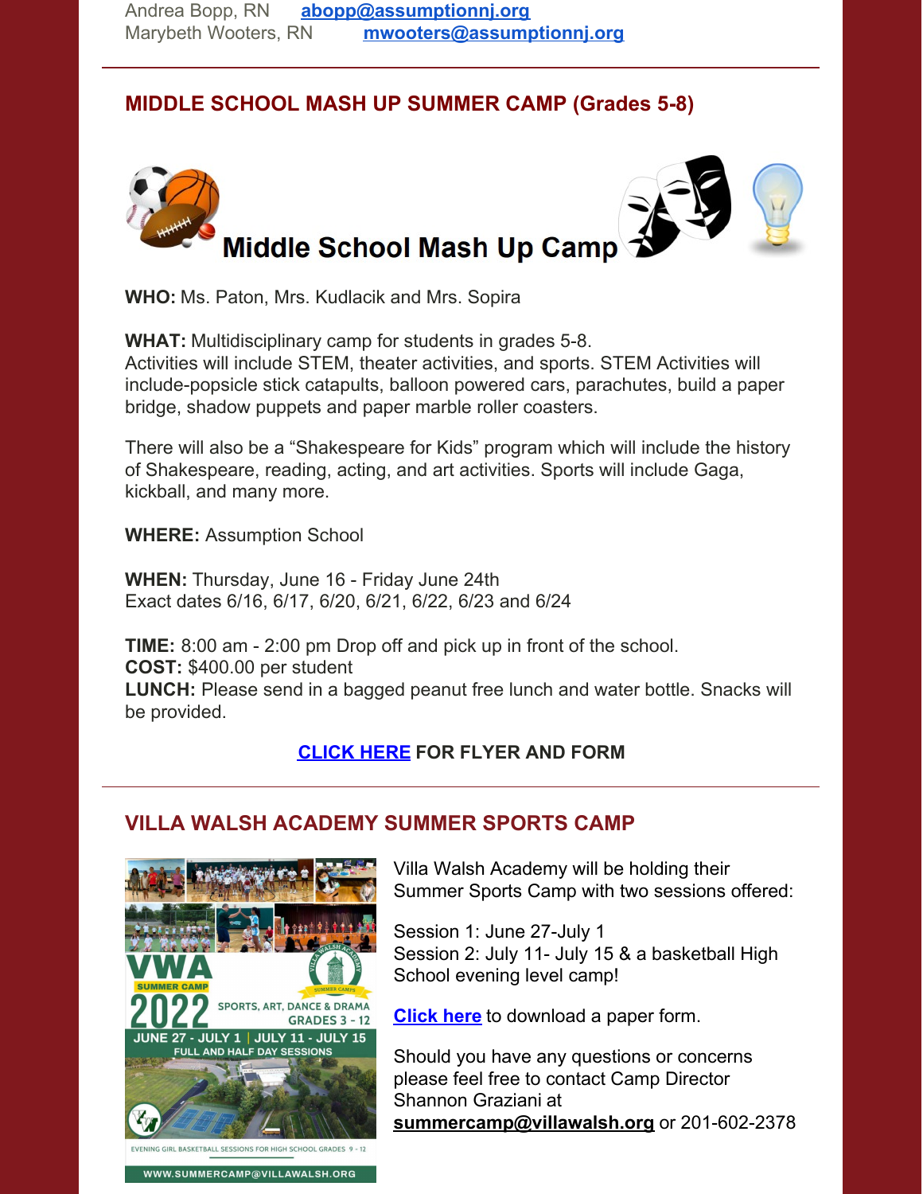Andrea Bopp, RN abopp@assumptionnj.org
Marybeth Wooters, RN mwooters@assumptionnj.org

## MIDDLE SCHOOL MASH UP SUMMER CAMP (Grades 5-8)

**Middle School Mash Up Camp**

**WHO:** Ms. Paton, Mrs. Kudlacik and Mrs. Sopira

**WHAT:** Multidisciplinary camp for students in grades 5-8.
Activities will include STEM, theater activities, and sports. STEM Activities will include-popsicle stick catapults, balloon powered cars, parachutes, build a paper bridge, shadow puppets and paper marble roller coasters.

There will also be a "Shakespeare for Kids" program which will include the history of Shakespeare, reading, acting, and art activities. Sports will include Gaga, kickball, and many more.

**WHERE:** Assumption School

**WHEN:** Thursday, June 16 - Friday June 24th
Exact dates 6/16, 6/17, 6/20, 6/21, 6/22, 6/23 and 6/24

**TIME:** 8:00 am - 2:00 pm Drop off and pick up in front of the school.
**COST:** $400.00 per student
**LUNCH:** Please send in a bagged peanut free lunch and water bottle. Snacks will be provided.

**CLICK HERE FOR FLYER AND FORM**

## VILLA WALSH ACADEMY SUMMER SPORTS CAMP

VWA SUMMER CAMP 2022 SPORTS, ART, DANCE & DRAMA GRADES 3 - 12
JUNE 27 - JULY 1 | JULY 11 - JULY 15
FULL AND HALF DAY SESSIONS
EVENING GIRL BASKETBALL SESSIONS FOR HIGH SCHOOL GRADES 9 - 12
WWW.SUMMERCAMP@VILLAWALSH.ORG

Villa Walsh Academy will be holding their Summer Sports Camp with two sessions offered:

Session 1: June 27-July 1
Session 2: July 11- July 15 & a basketball High School evening level camp!

Click here to download a paper form.

Should you have any questions or concerns please feel free to contact Camp Director Shannon Graziani at **summercamp@villawalsh.org** or 201-602-2378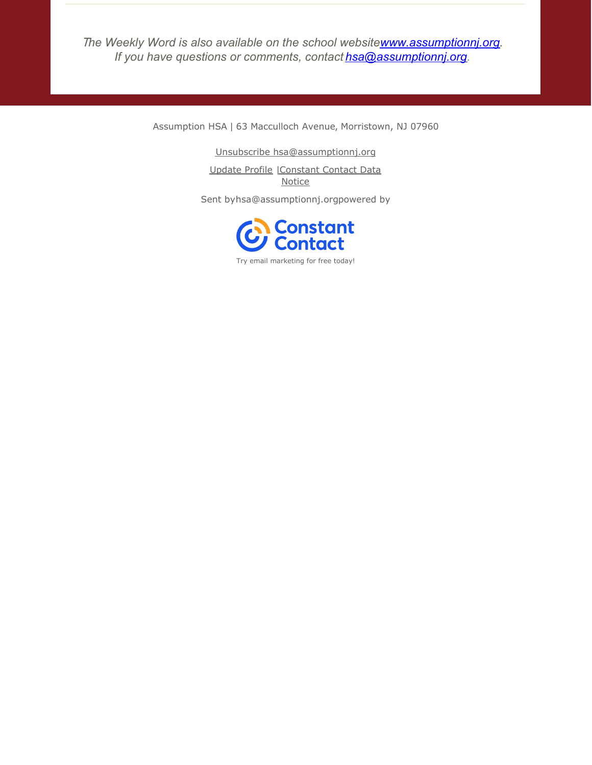*The Weekly Word is also available on the school website[www.assumptionnj.org](http://www.assumptionnj.org). If you have questions or comments, contact [hsa@assumptionnj.org](mailto:hsa@assumptionnj.org).*

Assumption HSA | 63 Macculloch Avenue, Morristown, NJ 07960

Unsubscribe hsa@assumptionnj.org

Update Profile |Constant Contact Data Notice

Sent byhsa@assumptionnj.orgpowered by

Constant Contact

Try email marketing for free today!